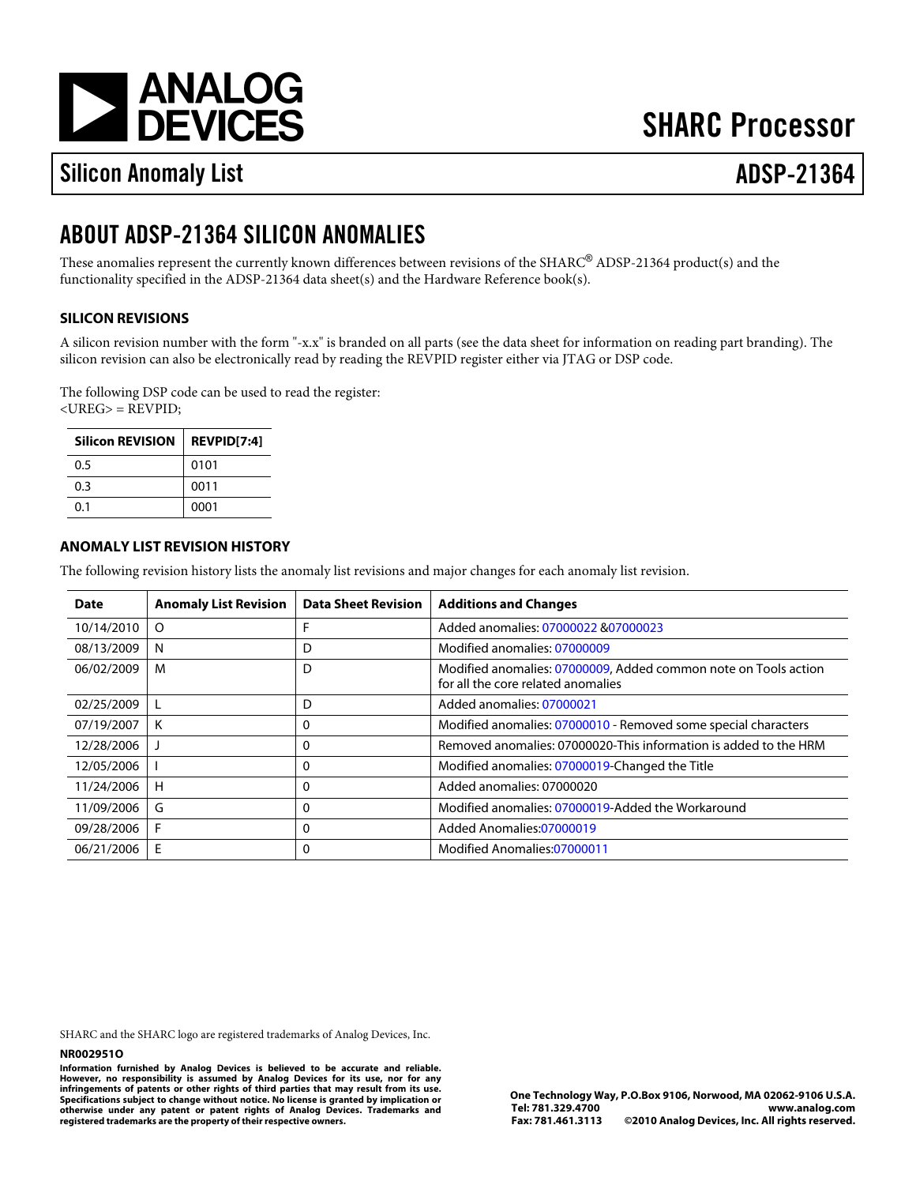# SHARC Processor

## Silicon Anomaly List — ADSP-21364

## ABOUT ADSP-21364 SILICON ANOMALIES

These anomalies represent the currently known differences between revisions of the SHARC® ADSP-21364 product(s) and the functionality specified in the ADSP-21364 data sheet(s) and the Hardware Reference book(s).

### SILICON REVISIONS

A silicon revision number with the form "-x.x" is branded on all parts (see the data sheet for information on reading part branding). The silicon revision can also be electronically read by reading the REVPID register either via JTAG or DSP code.

The following DSP code can be used to read the register:

```
<UREG> = REVPID;
```

| Silicon REVISION | REVPID[7:4] |
|---|---|
| 0.5 | 0101 |
| 0.3 | 0011 |
| 0.1 | 0001 |

### ANOMALY LIST REVISION HISTORY

The following revision history lists the anomaly list revisions and major changes for each anomaly list revision.

| Date | Anomaly List Revision | Data Sheet Revision | Additions and Changes |
|---|---|---|---|
| 10/14/2010 | O | F | Added anomalies: 07000022 &07000023 |
| 08/13/2009 | N | D | Modified anomalies: 07000009 |
| 06/02/2009 | M | D | Modified anomalies: 07000009, Added common note on Tools action for all the core related anomalies |
| 02/25/2009 | L | D | Added anomalies: 07000021 |
| 07/19/2007 | K | 0 | Modified anomalies: 07000010 - Removed some special characters |
| 12/28/2006 | J | 0 | Removed anomalies: 07000020-This information is added to the HRM |
| 12/05/2006 | I | 0 | Modified anomalies: 07000019-Changed the Title |
| 11/24/2006 | H | 0 | Added anomalies: 07000020 |
| 11/09/2006 | G | 0 | Modified anomalies: 07000019-Added the Workaround |
| 09/28/2006 | F | 0 | Added Anomalies:07000019 |
| 06/21/2006 | E | 0 | Modified Anomalies:07000011 |

SHARC and the SHARC logo are registered trademarks of Analog Devices, Inc.

**NR002951O**

**Information furnished by Analog Devices is believed to be accurate and reliable. However, no responsibility is assumed by Analog Devices for its use, nor for any infringements of patents or other rights of third parties that may result from its use. Specifications subject to change without notice. No license is granted by implication or otherwise under any patent or patent rights of Analog Devices. Trademarks and registered trademarks are the property of their respective owners.**

**One Technology Way, P.O.Box 9106, Norwood, MA 02062-9106 U.S.A.**
**Tel: 781.329.4700 www.analog.com**
**Fax: 781.461.3113 ©2010 Analog Devices, Inc. All rights reserved.**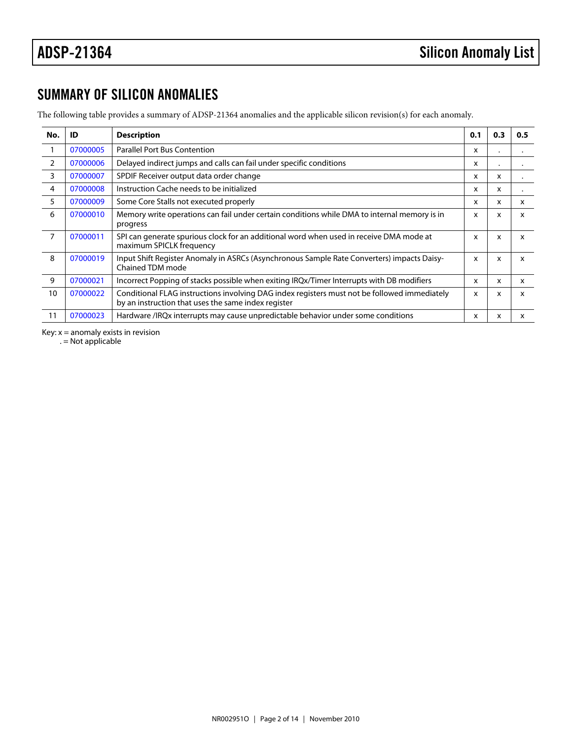## SUMMARY OF SILICON ANOMALIES

The following table provides a summary of ADSP-21364 anomalies and the applicable silicon revision(s) for each anomaly.

| No. | ID | Description | 0.1 | 0.3 | 0.5 |
|---|---|---|---|---|---|
| 1 | 07000005 | Parallel Port Bus Contention | x | . | . |
| 2 | 07000006 | Delayed indirect jumps and calls can fail under specific conditions | x | . | . |
| 3 | 07000007 | SPDIF Receiver output data order change | x | x | . |
| 4 | 07000008 | Instruction Cache needs to be initialized | x | x | . |
| 5 | 07000009 | Some Core Stalls not executed properly | x | x | x |
| 6 | 07000010 | Memory write operations can fail under certain conditions while DMA to internal memory is in progress | x | x | x |
| 7 | 07000011 | SPI can generate spurious clock for an additional word when used in receive DMA mode at maximum SPICLK frequency | x | x | x |
| 8 | 07000019 | Input Shift Register Anomaly in ASRCs (Asynchronous Sample Rate Converters) impacts Daisy-Chained TDM mode | x | x | x |
| 9 | 07000021 | Incorrect Popping of stacks possible when exiting IRQx/Timer Interrupts with DB modifiers | x | x | x |
| 10 | 07000022 | Conditional FLAG instructions involving DAG index registers must not be followed immediately by an instruction that uses the same index register | x | x | x |
| 11 | 07000023 | Hardware /IRQx interrupts may cause unpredictable behavior under some conditions | x | x | x |

Key: x = anomaly exists in revision
. = Not applicable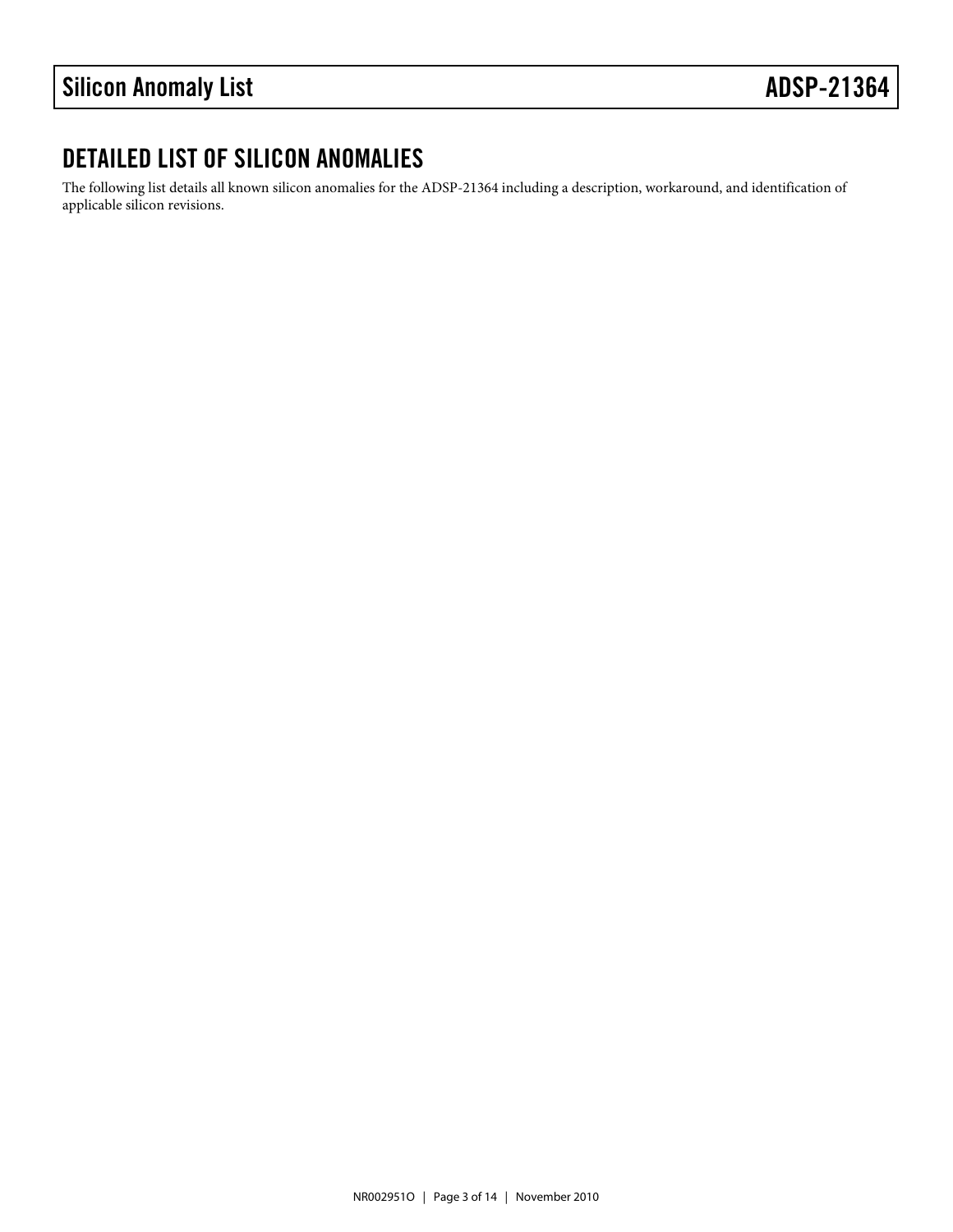## DETAILED LIST OF SILICON ANOMALIES

The following list details all known silicon anomalies for the ADSP-21364 including a description, workaround, and identification of applicable silicon revisions.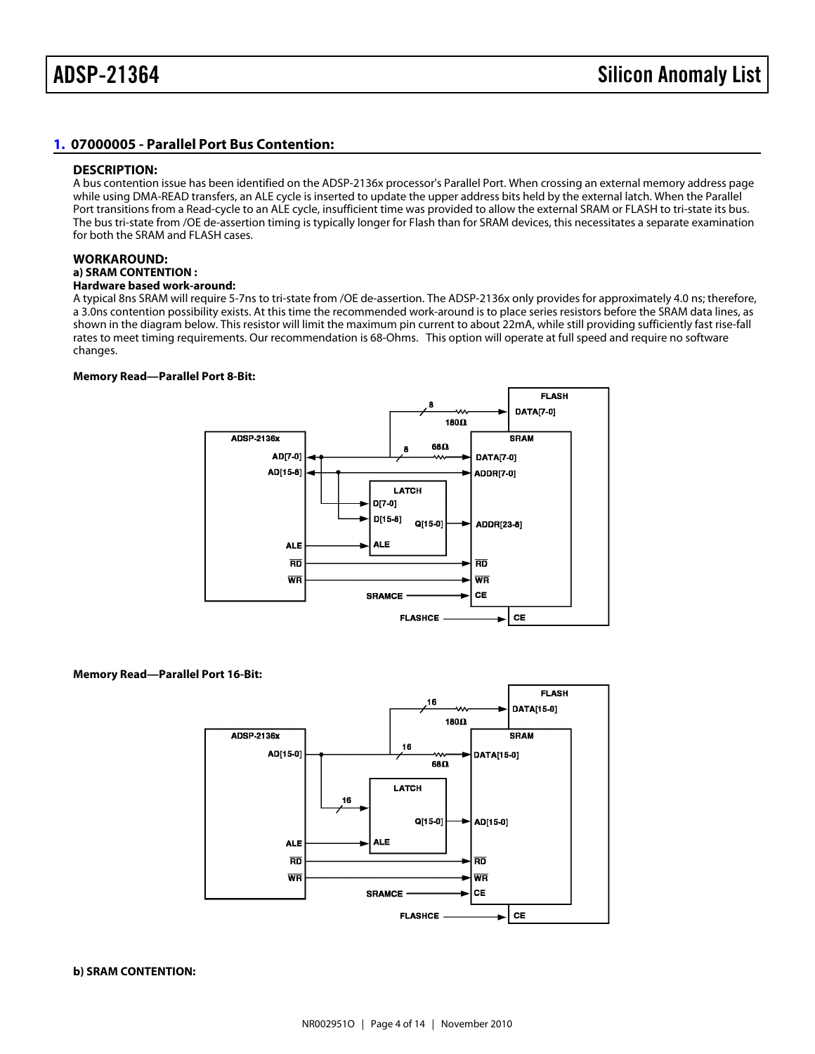## 1. 07000005 - Parallel Port Bus Contention:

### DESCRIPTION:

A bus contention issue has been identified on the ADSP-2136x processor's Parallel Port. When crossing an external memory address page while using DMA-READ transfers, an ALE cycle is inserted to update the upper address bits held by the external latch. When the Parallel Port transitions from a Read-cycle to an ALE cycle, insufficient time was provided to allow the external SRAM or FLASH to tri-state its bus. The bus tri-state from /OE de-assertion timing is typically longer for Flash than for SRAM devices, this necessitates a separate examination for both the SRAM and FLASH cases.

### WORKAROUND:

**a) SRAM CONTENTION :**

**Hardware based work-around:**

A typical 8ns SRAM will require 5-7ns to tri-state from /OE de-assertion. The ADSP-2136x only provides for approximately 4.0 ns; therefore, a 3.0ns contention possibility exists. At this time the recommended work-around is to place series resistors before the SRAM data lines, as shown in the diagram below. This resistor will limit the maximum pin current to about 22mA, while still providing sufficiently fast rise-fall rates to meet timing requirements. Our recommendation is 68-Ohms. This option will operate at full speed and require no software changes.

**Memory Read—Parallel Port 8-Bit:**

**Memory Read—Parallel Port 16-Bit:**

**b) SRAM CONTENTION:**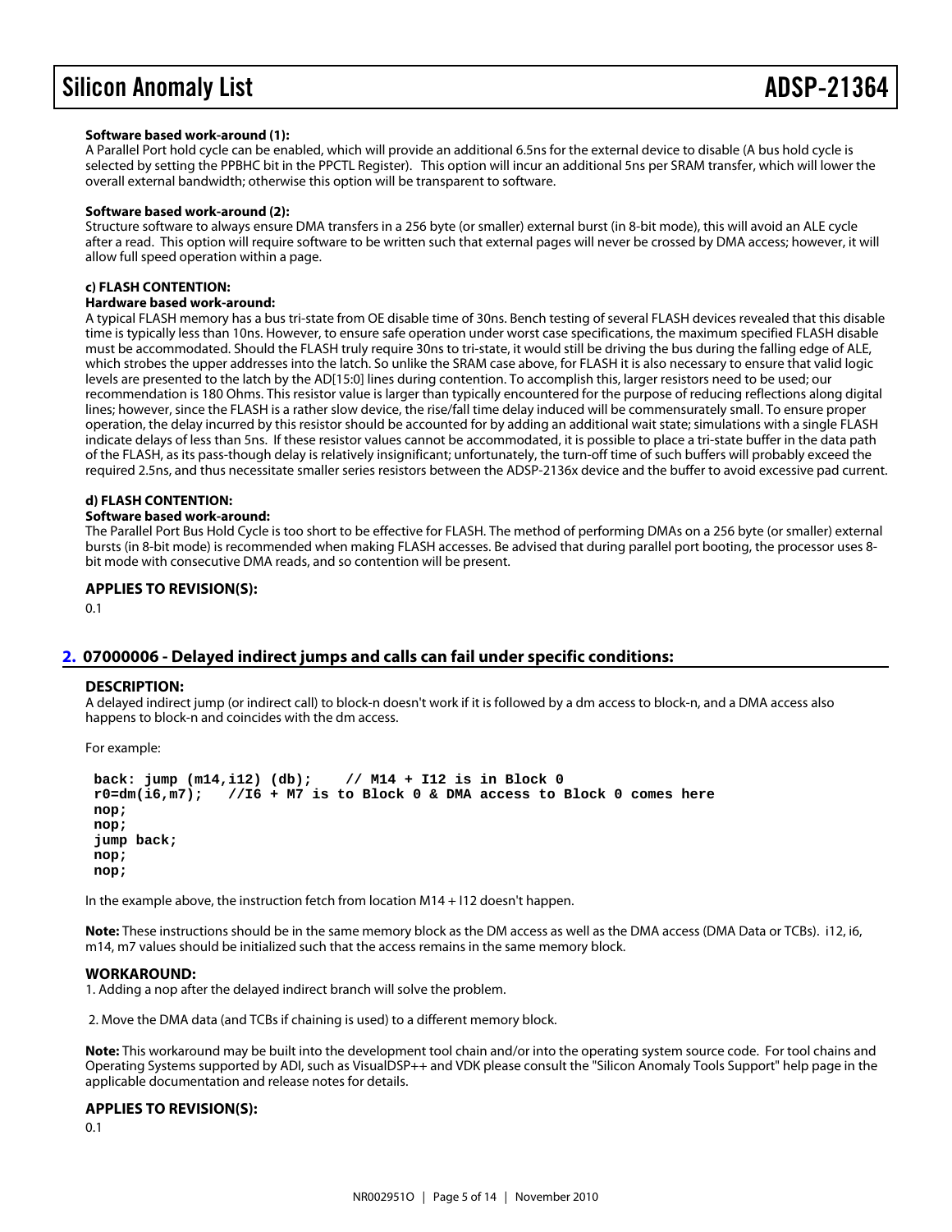**Software based work-around (1):**
A Parallel Port hold cycle can be enabled, which will provide an additional 6.5ns for the external device to disable (A bus hold cycle is selected by setting the PPBHC bit in the PPCTL Register). This option will incur an additional 5ns per SRAM transfer, which will lower the overall external bandwidth; otherwise this option will be transparent to software.

**Software based work-around (2):**
Structure software to always ensure DMA transfers in a 256 byte (or smaller) external burst (in 8-bit mode), this will avoid an ALE cycle after a read. This option will require software to be written such that external pages will never be crossed by DMA access; however, it will allow full speed operation within a page.

**c) FLASH CONTENTION:**
**Hardware based work-around:**
A typical FLASH memory has a bus tri-state from OE disable time of 30ns. Bench testing of several FLASH devices revealed that this disable time is typically less than 10ns. However, to ensure safe operation under worst case specifications, the maximum specified FLASH disable must be accommodated. Should the FLASH truly require 30ns to tri-state, it would still be driving the bus during the falling edge of ALE, which strobes the upper addresses into the latch. So unlike the SRAM case above, for FLASH it is also necessary to ensure that valid logic levels are presented to the latch by the AD[15:0] lines during contention. To accomplish this, larger resistors need to be used; our recommendation is 180 Ohms. This resistor value is larger than typically encountered for the purpose of reducing reflections along digital lines; however, since the FLASH is a rather slow device, the rise/fall time delay induced will be commensurately small. To ensure proper operation, the delay incurred by this resistor should be accounted for by adding an additional wait state; simulations with a single FLASH indicate delays of less than 5ns. If these resistor values cannot be accommodated, it is possible to place a tri-state buffer in the data path of the FLASH, as its pass-though delay is relatively insignificant; unfortunately, the turn-off time of such buffers will probably exceed the required 2.5ns, and thus necessitate smaller series resistors between the ADSP-2136x device and the buffer to avoid excessive pad current.

**d) FLASH CONTENTION:**
**Software based work-around:**
The Parallel Port Bus Hold Cycle is too short to be effective for FLASH. The method of performing DMAs on a 256 byte (or smaller) external bursts (in 8-bit mode) is recommended when making FLASH accesses. Be advised that during parallel port booting, the processor uses 8-bit mode with consecutive DMA reads, and so contention will be present.

### APPLIES TO REVISION(S):

0.1

## 2. 07000006 - Delayed indirect jumps and calls can fail under specific conditions:

### DESCRIPTION:

A delayed indirect jump (or indirect call) to block-n doesn't work if it is followed by a dm access to block-n, and a DMA access also happens to block-n and coincides with the dm access.

For example:

```
back: jump (m14,i12) (db);    // M14 + I12 is in Block 0
r0=dm(i6,m7);   //I6 + M7 is to Block 0 & DMA access to Block 0 comes here
nop;
nop;
jump back;
nop;
nop;
```

In the example above, the instruction fetch from location M14 + I12 doesn't happen.

**Note:** These instructions should be in the same memory block as the DM access as well as the DMA access (DMA Data or TCBs). i12, i6, m14, m7 values should be initialized such that the access remains in the same memory block.

### WORKAROUND:

1. Adding a nop after the delayed indirect branch will solve the problem.

2. Move the DMA data (and TCBs if chaining is used) to a different memory block.

**Note:** This workaround may be built into the development tool chain and/or into the operating system source code. For tool chains and Operating Systems supported by ADI, such as VisualDSP++ and VDK please consult the "Silicon Anomaly Tools Support" help page in the applicable documentation and release notes for details.

### APPLIES TO REVISION(S):

0.1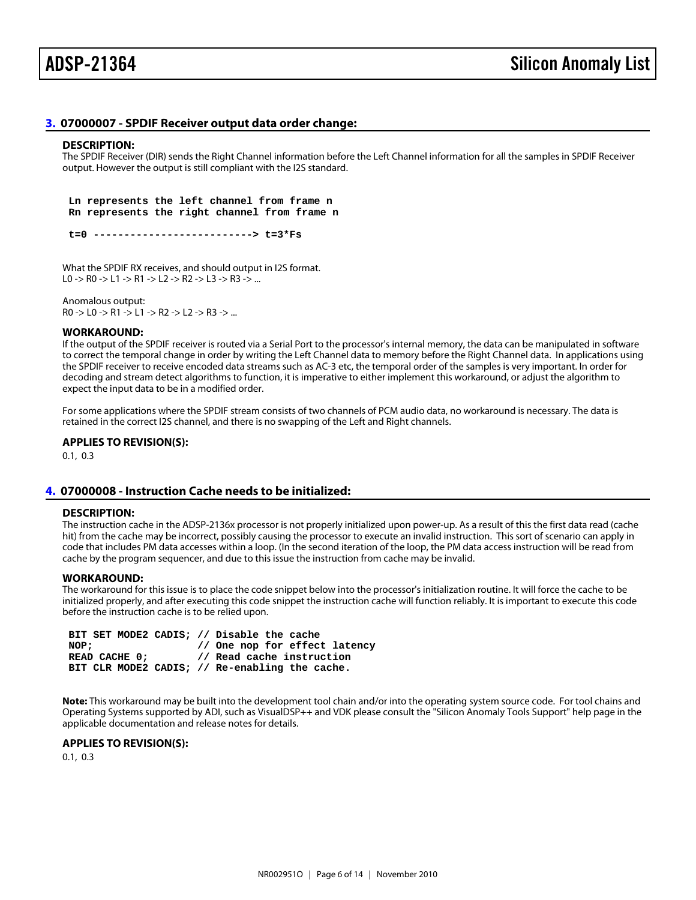### 3. 07000007 - SPDIF Receiver output data order change:

**DESCRIPTION:**

The SPDIF Receiver (DIR) sends the Right Channel information before the Left Channel information for all the samples in SPDIF Receiver output. However the output is still compliant with the I2S standard.

```
Ln represents the left channel from frame n
Rn represents the right channel from frame n

t=0 --------------------------> t=3*Fs
```

What the SPDIF RX receives, and should output in I2S format.
L0 -> R0 -> L1 -> R1 -> L2 -> R2 -> L3 -> R3 -> ...

Anomalous output:
R0 -> L0 -> R1 -> L1 -> R2 -> L2 -> R3 -> ...

**WORKAROUND:**

If the output of the SPDIF receiver is routed via a Serial Port to the processor's internal memory, the data can be manipulated in software to correct the temporal change in order by writing the Left Channel data to memory before the Right Channel data. In applications using the SPDIF receiver to receive encoded data streams such as AC-3 etc, the temporal order of the samples is very important. In order for decoding and stream detect algorithms to function, it is imperative to either implement this workaround, or adjust the algorithm to expect the input data to be in a modified order.

For some applications where the SPDIF stream consists of two channels of PCM audio data, no workaround is necessary. The data is retained in the correct I2S channel, and there is no swapping of the Left and Right channels.

**APPLIES TO REVISION(S):**

0.1, 0.3

### 4. 07000008 - Instruction Cache needs to be initialized:

**DESCRIPTION:**

The instruction cache in the ADSP-2136x processor is not properly initialized upon power-up. As a result of this the first data read (cache hit) from the cache may be incorrect, possibly causing the processor to execute an invalid instruction. This sort of scenario can apply in code that includes PM data accesses within a loop. (In the second iteration of the loop, the PM data access instruction will be read from cache by the program sequencer, and due to this issue the instruction from cache may be invalid.

**WORKAROUND:**

The workaround for this issue is to place the code snippet below into the processor's initialization routine. It will force the cache to be initialized properly, and after executing this code snippet the instruction cache will function reliably. It is important to execute this code before the instruction cache is to be relied upon.

```
BIT SET MODE2 CADIS; // Disable the cache
NOP;                 // One nop for effect latency
READ CACHE 0;        // Read cache instruction
BIT CLR MODE2 CADIS; // Re-enabling the cache.
```

**Note:** This workaround may be built into the development tool chain and/or into the operating system source code. For tool chains and Operating Systems supported by ADI, such as VisualDSP++ and VDK please consult the "Silicon Anomaly Tools Support" help page in the applicable documentation and release notes for details.

**APPLIES TO REVISION(S):**

0.1, 0.3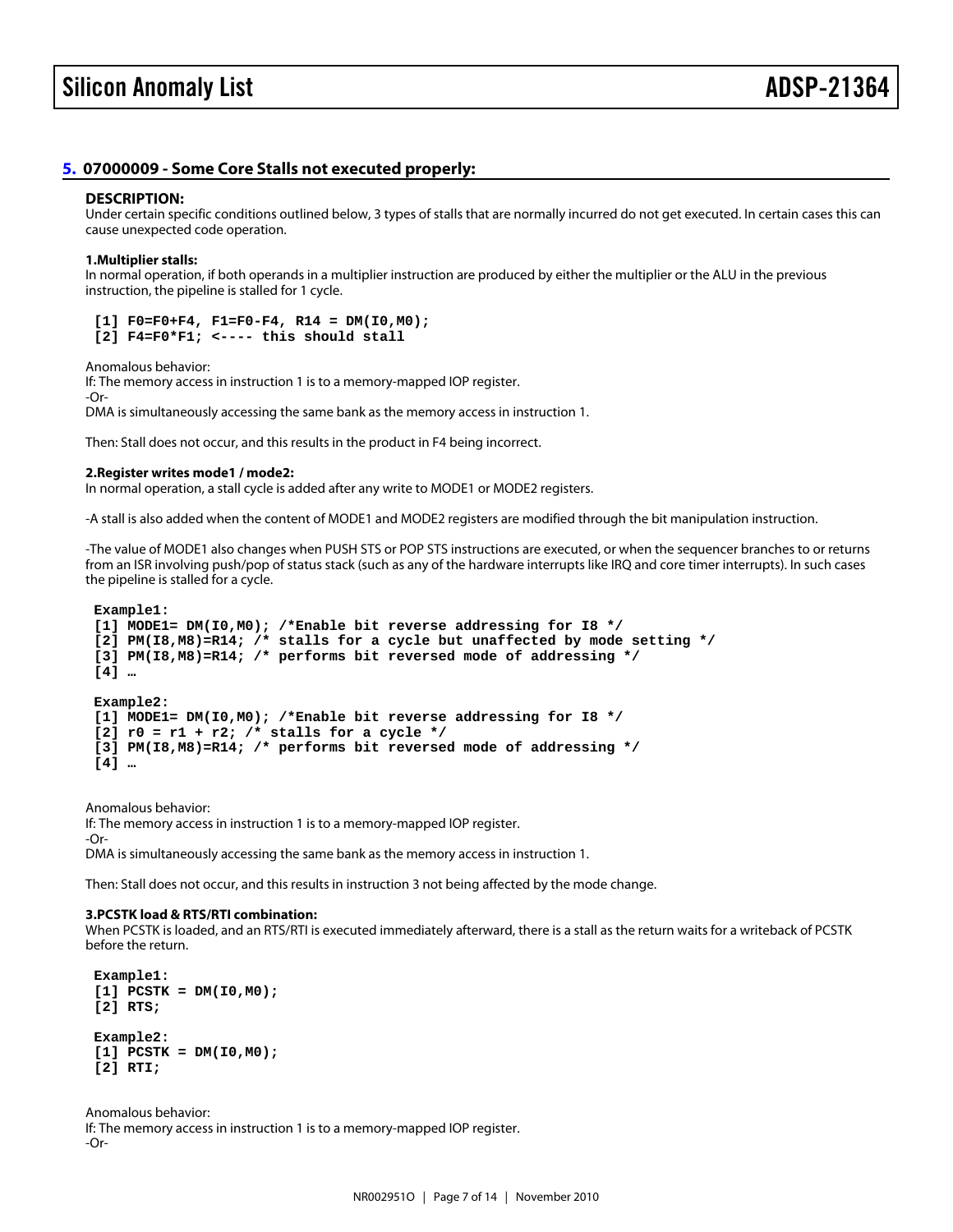## 5. 07000009 - Some Core Stalls not executed properly:

**DESCRIPTION:**

Under certain specific conditions outlined below, 3 types of stalls that are normally incurred do not get executed. In certain cases this can cause unexpected code operation.

**1.Multiplier stalls:**

In normal operation, if both operands in a multiplier instruction are produced by either the multiplier or the ALU in the previous instruction, the pipeline is stalled for 1 cycle.

```
[1] F0=F0+F4, F1=F0-F4, R14 = DM(I0,M0);
[2] F4=F0*F1; <---- this should stall
```

Anomalous behavior:

If: The memory access in instruction 1 is to a memory-mapped IOP register.

-Or-

DMA is simultaneously accessing the same bank as the memory access in instruction 1.

Then: Stall does not occur, and this results in the product in F4 being incorrect.

**2.Register writes mode1 / mode2:**

In normal operation, a stall cycle is added after any write to MODE1 or MODE2 registers.

-A stall is also added when the content of MODE1 and MODE2 registers are modified through the bit manipulation instruction.

-The value of MODE1 also changes when PUSH STS or POP STS instructions are executed, or when the sequencer branches to or returns from an ISR involving push/pop of status stack (such as any of the hardware interrupts like IRQ and core timer interrupts). In such cases the pipeline is stalled for a cycle.

```
Example1:
[1] MODE1= DM(I0,M0); /*Enable bit reverse addressing for I8 */
[2] PM(I8,M8)=R14; /* stalls for a cycle but unaffected by mode setting */
[3] PM(I8,M8)=R14; /* performs bit reversed mode of addressing */
[4] …

Example2:
[1] MODE1= DM(I0,M0); /*Enable bit reverse addressing for I8 */
[2] r0 = r1 + r2; /* stalls for a cycle */
[3] PM(I8,M8)=R14; /* performs bit reversed mode of addressing */
[4] …
```

Anomalous behavior:

If: The memory access in instruction 1 is to a memory-mapped IOP register.

-Or-

DMA is simultaneously accessing the same bank as the memory access in instruction 1.

Then: Stall does not occur, and this results in instruction 3 not being affected by the mode change.

**3.PCSTK load & RTS/RTI combination:**

When PCSTK is loaded, and an RTS/RTI is executed immediately afterward, there is a stall as the return waits for a writeback of PCSTK before the return.

```
Example1:
[1] PCSTK = DM(I0,M0);
[2] RTS;

Example2:
[1] PCSTK = DM(I0,M0);
[2] RTI;
```

Anomalous behavior:

If: The memory access in instruction 1 is to a memory-mapped IOP register.

-Or-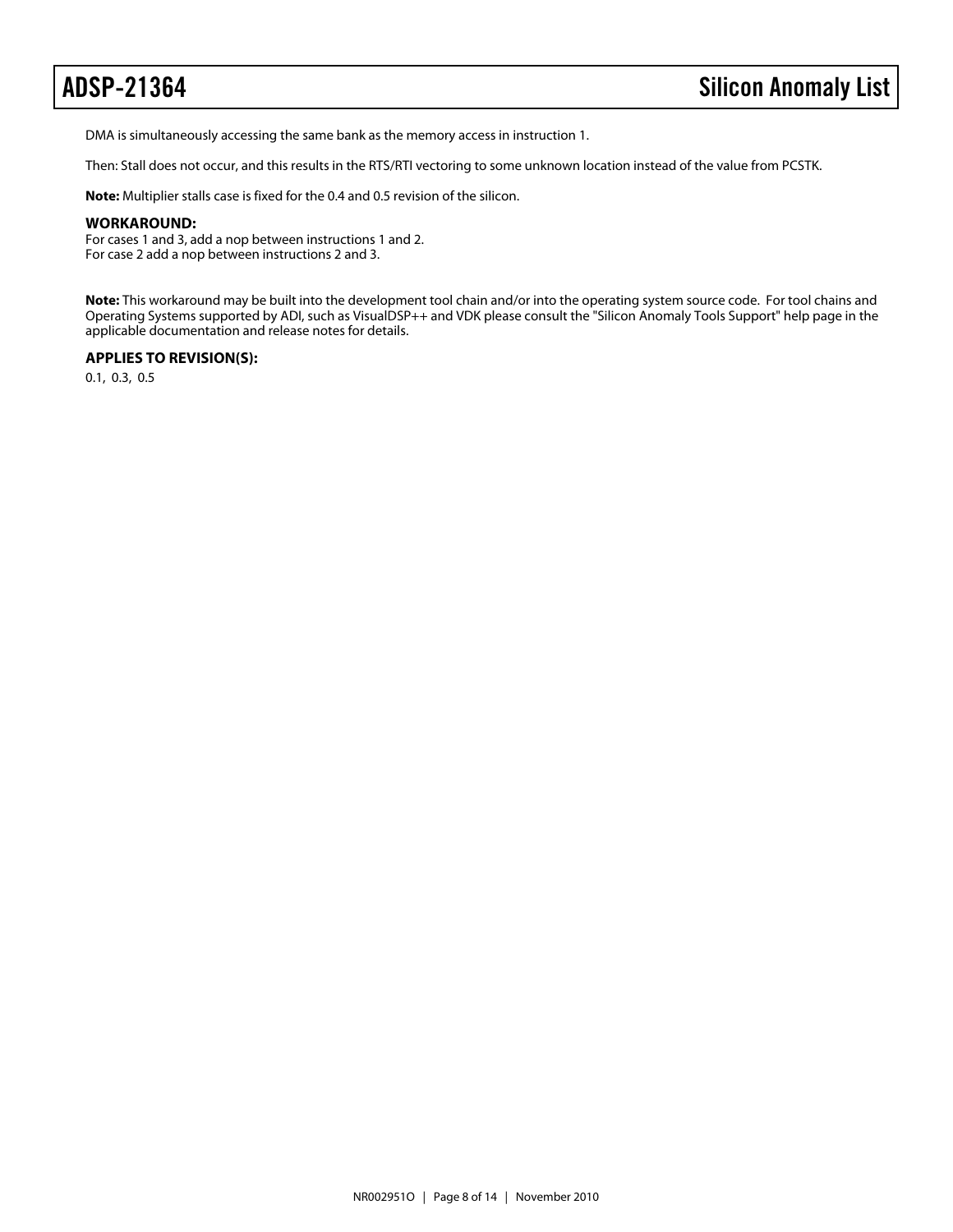DMA is simultaneously accessing the same bank as the memory access in instruction 1.

Then: Stall does not occur, and this results in the RTS/RTI vectoring to some unknown location instead of the value from PCSTK.

**Note:** Multiplier stalls case is fixed for the 0.4 and 0.5 revision of the silicon.

#### WORKAROUND:

For cases 1 and 3, add a nop between instructions 1 and 2.
For case 2 add a nop between instructions 2 and 3.

**Note:** This workaround may be built into the development tool chain and/or into the operating system source code. For tool chains and Operating Systems supported by ADI, such as VisualDSP++ and VDK please consult the "Silicon Anomaly Tools Support" help page in the applicable documentation and release notes for details.

#### APPLIES TO REVISION(S):

0.1, 0.3, 0.5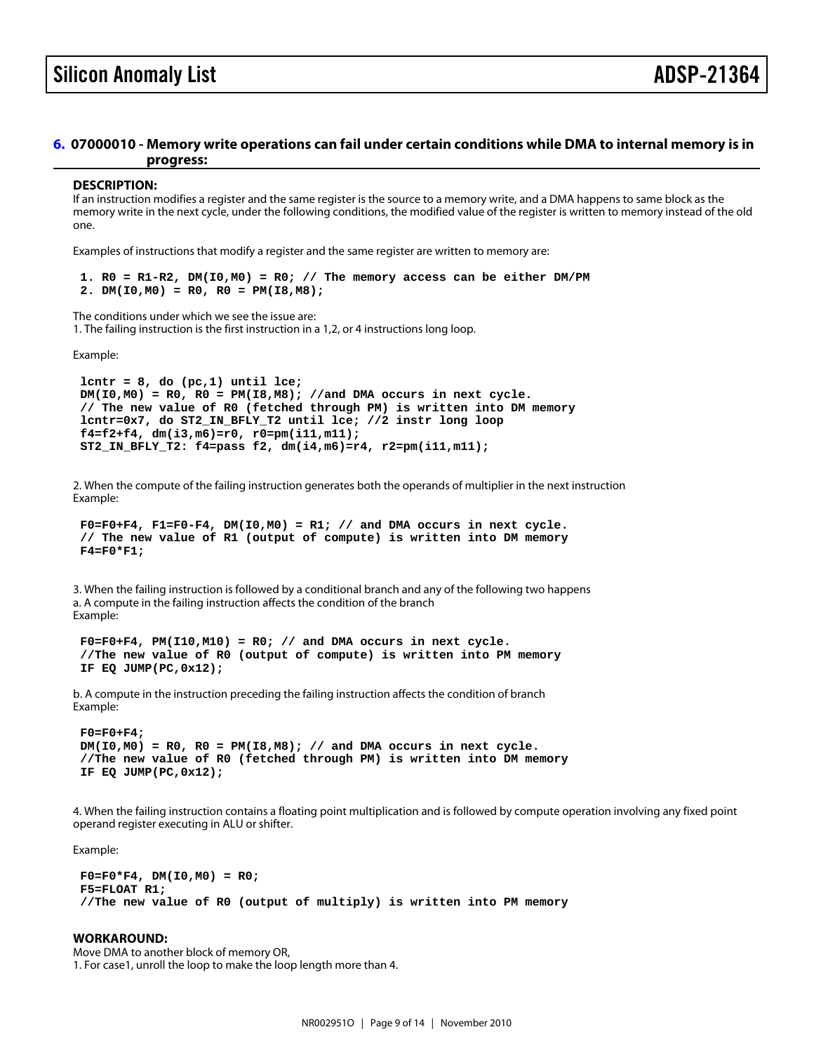## 6. 07000010 - Memory write operations can fail under certain conditions while DMA to internal memory is in progress:

### DESCRIPTION:

If an instruction modifies a register and the same register is the source to a memory write, and a DMA happens to same block as the memory write in the next cycle, under the following conditions, the modified value of the register is written to memory instead of the old one.

Examples of instructions that modify a register and the same register are written to memory are:

```
1. R0 = R1-R2, DM(I0,M0) = R0; // The memory access can be either DM/PM
2. DM(I0,M0) = R0, R0 = PM(I8,M8);
```

The conditions under which we see the issue are:
1. The failing instruction is the first instruction in a 1,2, or 4 instructions long loop.

Example:

```
lcntr = 8, do (pc,1) until lce;
DM(I0,M0) = R0, R0 = PM(I8,M8); //and DMA occurs in next cycle.
// The new value of R0 (fetched through PM) is written into DM memory
lcntr=0x7, do ST2_IN_BFLY_T2 until lce; //2 instr long loop
f4=f2+f4, dm(i3,m6)=r0, r0=pm(i11,m11);
ST2_IN_BFLY_T2: f4=pass f2, dm(i4,m6)=r4, r2=pm(i11,m11);
```

2. When the compute of the failing instruction generates both the operands of multiplier in the next instruction
Example:

```
F0=F0+F4, F1=F0-F4, DM(I0,M0) = R1; // and DMA occurs in next cycle.
// The new value of R1 (output of compute) is written into DM memory
F4=F0*F1;
```

3. When the failing instruction is followed by a conditional branch and any of the following two happens
a. A compute in the failing instruction affects the condition of the branch
Example:

```
F0=F0+F4, PM(I10,M10) = R0; // and DMA occurs in next cycle.
//The new value of R0 (output of compute) is written into PM memory
IF EQ JUMP(PC,0x12);
```

b. A compute in the instruction preceding the failing instruction affects the condition of branch
Example:

```
F0=F0+F4;
DM(I0,M0) = R0, R0 = PM(I8,M8); // and DMA occurs in next cycle.
//The new value of R0 (fetched through PM) is written into DM memory
IF EQ JUMP(PC,0x12);
```

4. When the failing instruction contains a floating point multiplication and is followed by compute operation involving any fixed point operand register executing in ALU or shifter.

Example:

```
F0=F0*F4, DM(I0,M0) = R0;
F5=FLOAT R1;
//The new value of R0 (output of multiply) is written into PM memory
```

### WORKAROUND:

Move DMA to another block of memory OR,
1. For case1, unroll the loop to make the loop length more than 4.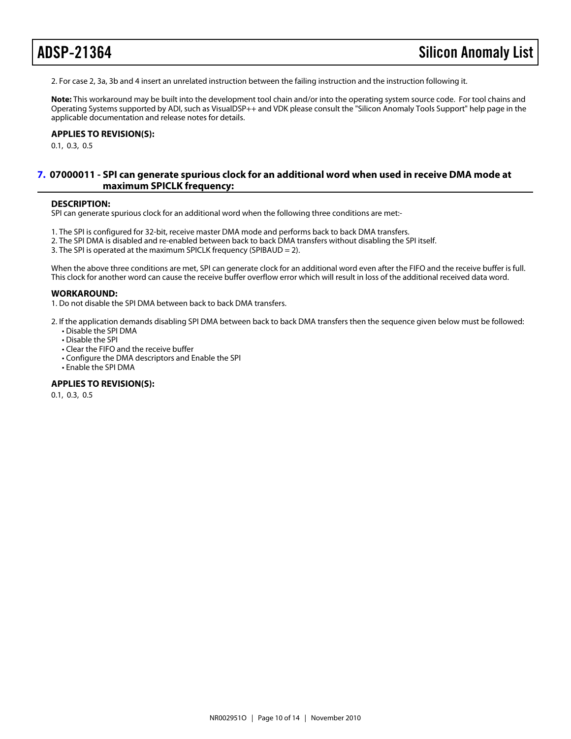2. For case 2, 3a, 3b and 4 insert an unrelated instruction between the failing instruction and the instruction following it.

**Note:** This workaround may be built into the development tool chain and/or into the operating system source code. For tool chains and Operating Systems supported by ADI, such as VisualDSP++ and VDK please consult the "Silicon Anomaly Tools Support" help page in the applicable documentation and release notes for details.

**APPLIES TO REVISION(S):**

0.1, 0.3, 0.5

## 7. 07000011 - SPI can generate spurious clock for an additional word when used in receive DMA mode at maximum SPICLK frequency:

**DESCRIPTION:**

SPI can generate spurious clock for an additional word when the following three conditions are met:-

1. The SPI is configured for 32-bit, receive master DMA mode and performs back to back DMA transfers.
2. The SPI DMA is disabled and re-enabled between back to back DMA transfers without disabling the SPI itself.
3. The SPI is operated at the maximum SPICLK frequency (SPIBAUD = 2).

When the above three conditions are met, SPI can generate clock for an additional word even after the FIFO and the receive buffer is full. This clock for another word can cause the receive buffer overflow error which will result in loss of the additional received data word.

**WORKAROUND:**

1. Do not disable the SPI DMA between back to back DMA transfers.

2. If the application demands disabling SPI DMA between back to back DMA transfers then the sequence given below must be followed:
   - Disable the SPI DMA
   - Disable the SPI
   - Clear the FIFO and the receive buffer
   - Configure the DMA descriptors and Enable the SPI
   - Enable the SPI DMA

**APPLIES TO REVISION(S):**

0.1, 0.3, 0.5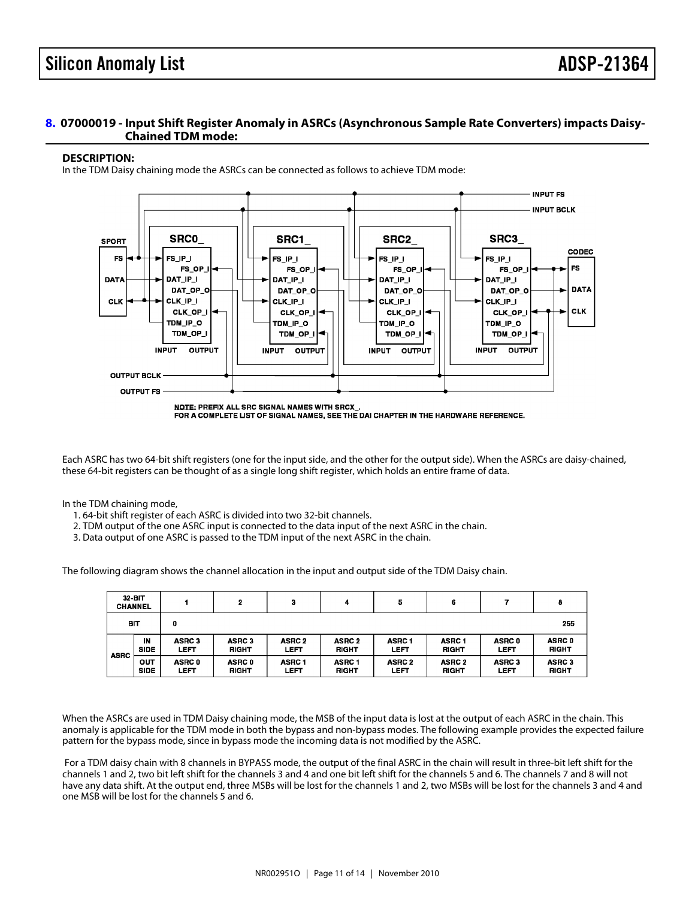## 8. 07000019 - Input Shift Register Anomaly in ASRCs (Asynchronous Sample Rate Converters) impacts Daisy-Chained TDM mode:

### DESCRIPTION:

In the TDM Daisy chaining mode the ASRCs can be connected as follows to achieve TDM mode:

NOTE: PREFIX ALL SRC SIGNAL NAMES WITH SRCX_.
FOR A COMPLETE LIST OF SIGNAL NAMES, SEE THE DAI CHAPTER IN THE HARDWARE REFERENCE.

Each ASRC has two 64-bit shift registers (one for the input side, and the other for the output side). When the ASRCs are daisy-chained, these 64-bit registers can be thought of as a single long shift register, which holds an entire frame of data.

In the TDM chaining mode,

1. 64-bit shift register of each ASRC is divided into two 32-bit channels.
2. TDM output of the one ASRC input is connected to the data input of the next ASRC in the chain.
3. Data output of one ASRC is passed to the TDM input of the next ASRC in the chain.

The following diagram shows the channel allocation in the input and output side of the TDM Daisy chain.

| 32-BIT CHANNEL | | 1 | 2 | 3 | 4 | 5 | 6 | 7 | 8 |
|---|---|---|---|---|---|---|---|---|---|
| BIT | | 0 | | | | | | | 255 |
| ASRC | IN SIDE | ASRC 3 LEFT | ASRC 3 RIGHT | ASRC 2 LEFT | ASRC 2 RIGHT | ASRC 1 LEFT | ASRC 1 RIGHT | ASRC 0 LEFT | ASRC 0 RIGHT |
| | OUT SIDE | ASRC 0 LEFT | ASRC 0 RIGHT | ASRC 1 LEFT | ASRC 1 RIGHT | ASRC 2 LEFT | ASRC 2 RIGHT | ASRC 3 LEFT | ASRC 3 RIGHT |

When the ASRCs are used in TDM Daisy chaining mode, the MSB of the input data is lost at the output of each ASRC in the chain. This anomaly is applicable for the TDM mode in both the bypass and non-bypass modes. The following example provides the expected failure pattern for the bypass mode, since in bypass mode the incoming data is not modified by the ASRC.

For a TDM daisy chain with 8 channels in BYPASS mode, the output of the final ASRC in the chain will result in three-bit left shift for the channels 1 and 2, two bit left shift for the channels 3 and 4 and one bit left shift for the channels 5 and 6. The channels 7 and 8 will not have any data shift. At the output end, three MSBs will be lost for the channels 1 and 2, two MSBs will be lost for the channels 3 and 4 and one MSB will be lost for the channels 5 and 6.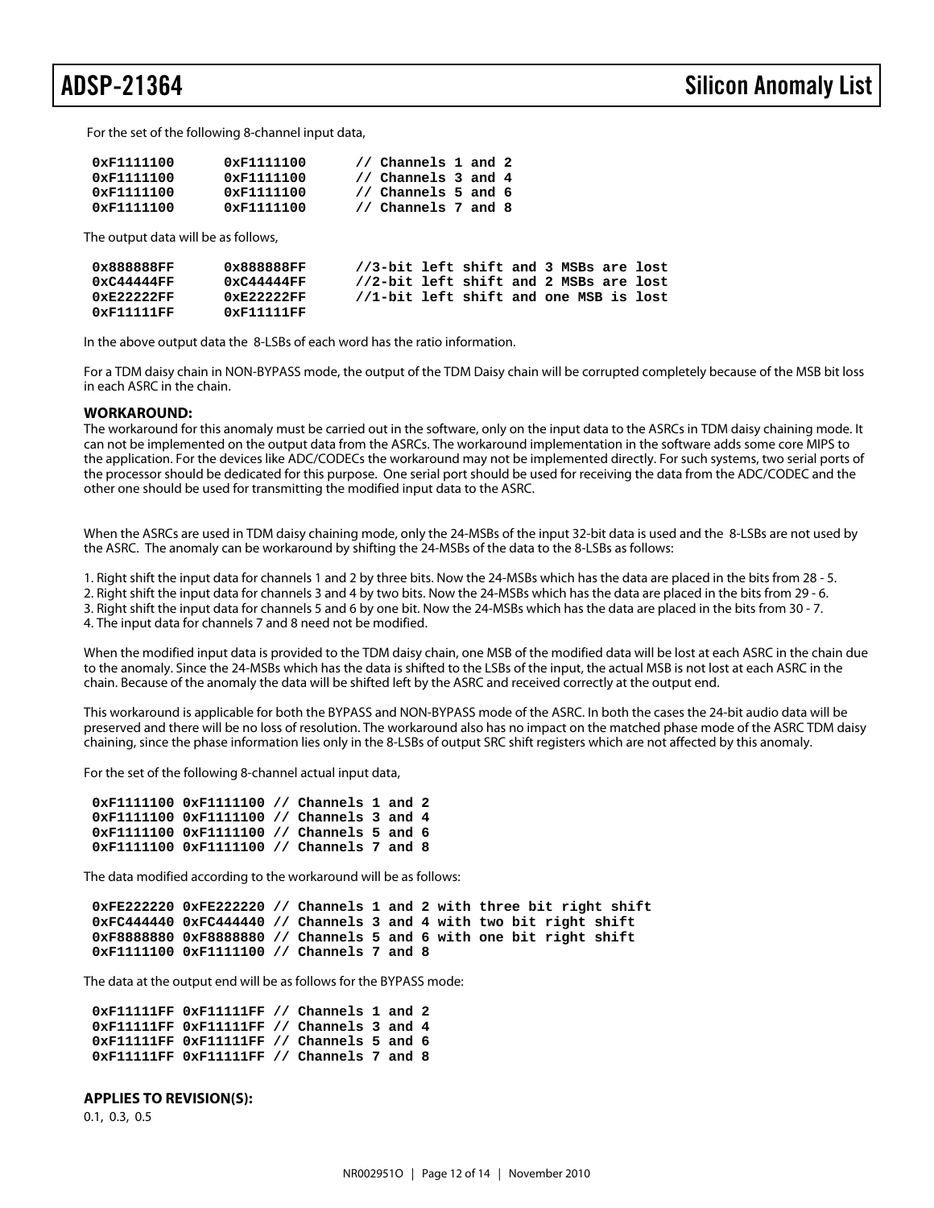For the set of the following 8-channel input data,

```
0xF1111100      0xF1111100      // Channels 1 and 2
0xF1111100      0xF1111100      // Channels 3 and 4
0xF1111100      0xF1111100      // Channels 5 and 6
0xF1111100      0xF1111100      // Channels 7 and 8
```

The output data will be as follows,

```
0x888888FF      0x888888FF      //3-bit left shift and 3 MSBs are lost
0xC44444FF      0xC44444FF      //2-bit left shift and 2 MSBs are lost
0xE22222FF      0xE22222FF      //1-bit left shift and one MSB is lost
0xF11111FF      0xF11111FF
```

In the above output data the 8-LSBs of each word has the ratio information.

For a TDM daisy chain in NON-BYPASS mode, the output of the TDM Daisy chain will be corrupted completely because of the MSB bit loss in each ASRC in the chain.

**WORKAROUND:**

The workaround for this anomaly must be carried out in the software, only on the input data to the ASRCs in TDM daisy chaining mode. It can not be implemented on the output data from the ASRCs. The workaround implementation in the software adds some core MIPS to the application. For the devices like ADC/CODECs the workaround may not be implemented directly. For such systems, two serial ports of the processor should be dedicated for this purpose. One serial port should be used for receiving the data from the ADC/CODEC and the other one should be used for transmitting the modified input data to the ASRC.

When the ASRCs are used in TDM daisy chaining mode, only the 24-MSBs of the input 32-bit data is used and the 8-LSBs are not used by the ASRC. The anomaly can be workaround by shifting the 24-MSBs of the data to the 8-LSBs as follows:

1. Right shift the input data for channels 1 and 2 by three bits. Now the 24-MSBs which has the data are placed in the bits from 28 - 5.
2. Right shift the input data for channels 3 and 4 by two bits. Now the 24-MSBs which has the data are placed in the bits from 29 - 6.
3. Right shift the input data for channels 5 and 6 by one bit. Now the 24-MSBs which has the data are placed in the bits from 30 - 7.
4. The input data for channels 7 and 8 need not be modified.

When the modified input data is provided to the TDM daisy chain, one MSB of the modified data will be lost at each ASRC in the chain due to the anomaly. Since the 24-MSBs which has the data is shifted to the LSBs of the input, the actual MSB is not lost at each ASRC in the chain. Because of the anomaly the data will be shifted left by the ASRC and received correctly at the output end.

This workaround is applicable for both the BYPASS and NON-BYPASS mode of the ASRC. In both the cases the 24-bit audio data will be preserved and there will be no loss of resolution. The workaround also has no impact on the matched phase mode of the ASRC TDM daisy chaining, since the phase information lies only in the 8-LSBs of output SRC shift registers which are not affected by this anomaly.

For the set of the following 8-channel actual input data,

```
0xF1111100 0xF1111100 // Channels 1 and 2
0xF1111100 0xF1111100 // Channels 3 and 4
0xF1111100 0xF1111100 // Channels 5 and 6
0xF1111100 0xF1111100 // Channels 7 and 8
```

The data modified according to the workaround will be as follows:

```
0xFE222220 0xFE222220 // Channels 1 and 2 with three bit right shift
0xFC444440 0xFC444440 // Channels 3 and 4 with two bit right shift
0xF8888880 0xF8888880 // Channels 5 and 6 with one bit right shift
0xF1111100 0xF1111100 // Channels 7 and 8
```

The data at the output end will be as follows for the BYPASS mode:

```
0xF11111FF 0xF11111FF // Channels 1 and 2
0xF11111FF 0xF11111FF // Channels 3 and 4
0xF11111FF 0xF11111FF // Channels 5 and 6
0xF11111FF 0xF11111FF // Channels 7 and 8
```

**APPLIES TO REVISION(S):**

0.1, 0.3, 0.5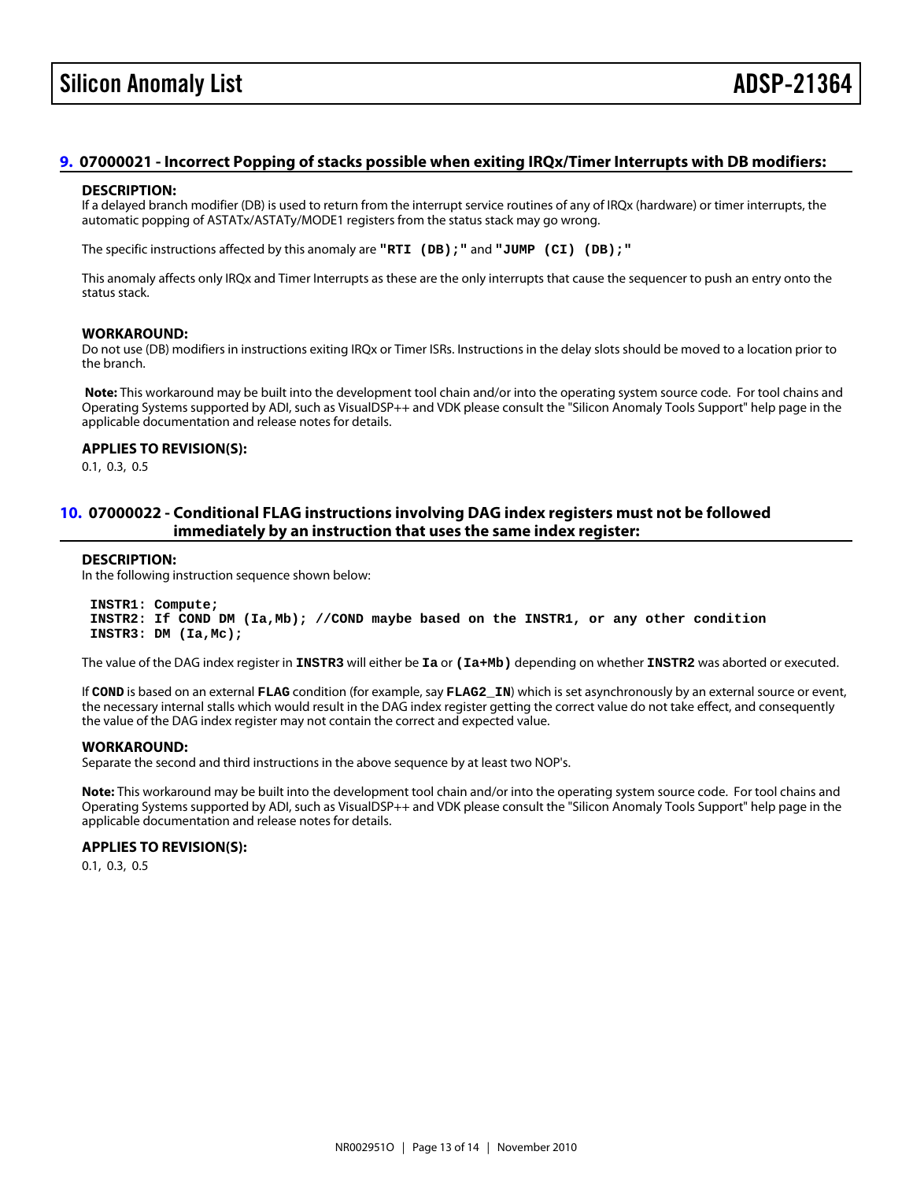## 9. 07000021 - Incorrect Popping of stacks possible when exiting IRQx/Timer Interrupts with DB modifiers:

### DESCRIPTION:

If a delayed branch modifier (DB) is used to return from the interrupt service routines of any of IRQx (hardware) or timer interrupts, the automatic popping of ASTATx/ASTATy/MODE1 registers from the status stack may go wrong.

The specific instructions affected by this anomaly are **"RTI (DB);"** and **"JUMP (CI) (DB);"**

This anomaly affects only IRQx and Timer Interrupts as these are the only interrupts that cause the sequencer to push an entry onto the status stack.

### WORKAROUND:

Do not use (DB) modifiers in instructions exiting IRQx or Timer ISRs. Instructions in the delay slots should be moved to a location prior to the branch.

**Note:** This workaround may be built into the development tool chain and/or into the operating system source code. For tool chains and Operating Systems supported by ADI, such as VisualDSP++ and VDK please consult the "Silicon Anomaly Tools Support" help page in the applicable documentation and release notes for details.

### APPLIES TO REVISION(S):

0.1, 0.3, 0.5

## 10. 07000022 - Conditional FLAG instructions involving DAG index registers must not be followed immediately by an instruction that uses the same index register:

### DESCRIPTION:

In the following instruction sequence shown below:

```
INSTR1: Compute;
INSTR2: If COND DM (Ia,Mb); //COND maybe based on the INSTR1, or any other condition
INSTR3: DM (Ia,Mc);
```

The value of the DAG index register in **INSTR3** will either be **Ia** or **(Ia+Mb)** depending on whether **INSTR2** was aborted or executed.

If **COND** is based on an external **FLAG** condition (for example, say **FLAG2_IN**) which is set asynchronously by an external source or event, the necessary internal stalls which would result in the DAG index register getting the correct value do not take effect, and consequently the value of the DAG index register may not contain the correct and expected value.

### WORKAROUND:

Separate the second and third instructions in the above sequence by at least two NOP's.

**Note:** This workaround may be built into the development tool chain and/or into the operating system source code. For tool chains and Operating Systems supported by ADI, such as VisualDSP++ and VDK please consult the "Silicon Anomaly Tools Support" help page in the applicable documentation and release notes for details.

### APPLIES TO REVISION(S):

0.1, 0.3, 0.5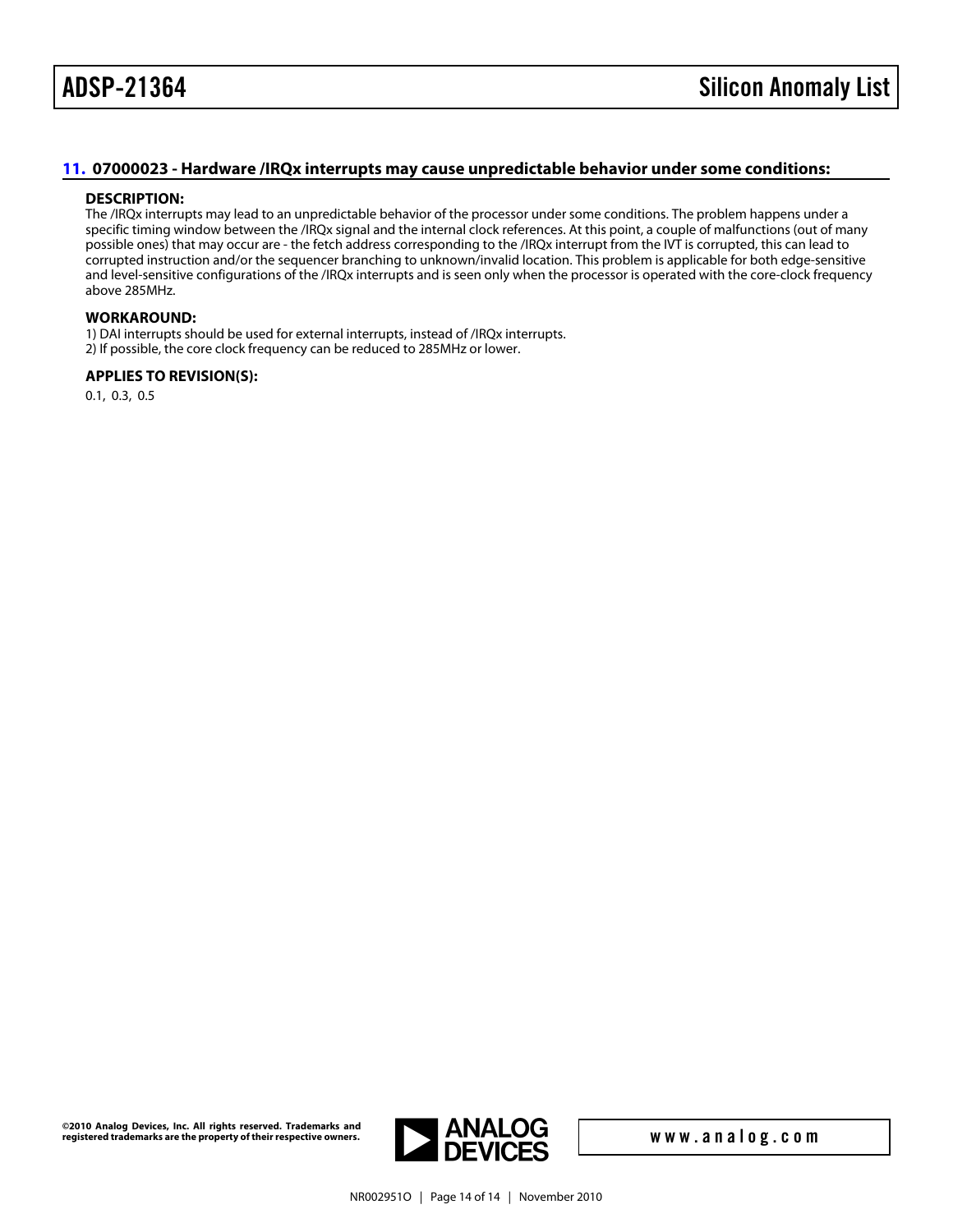## 11. 07000023 - Hardware /IRQx interrupts may cause unpredictable behavior under some conditions:

**DESCRIPTION:**

The /IRQx interrupts may lead to an unpredictable behavior of the processor under some conditions. The problem happens under a specific timing window between the /IRQx signal and the internal clock references. At this point, a couple of malfunctions (out of many possible ones) that may occur are - the fetch address corresponding to the /IRQx interrupt from the IVT is corrupted, this can lead to corrupted instruction and/or the sequencer branching to unknown/invalid location. This problem is applicable for both edge-sensitive and level-sensitive configurations of the /IRQx interrupts and is seen only when the processor is operated with the core-clock frequency above 285MHz.

**WORKAROUND:**

1) DAI interrupts should be used for external interrupts, instead of /IRQx interrupts.
2) If possible, the core clock frequency can be reduced to 285MHz or lower.

**APPLIES TO REVISION(S):**

0.1, 0.3, 0.5

©2010 Analog Devices, Inc. All rights reserved. Trademarks and registered trademarks are the property of their respective owners.

www.analog.com

NR002951O